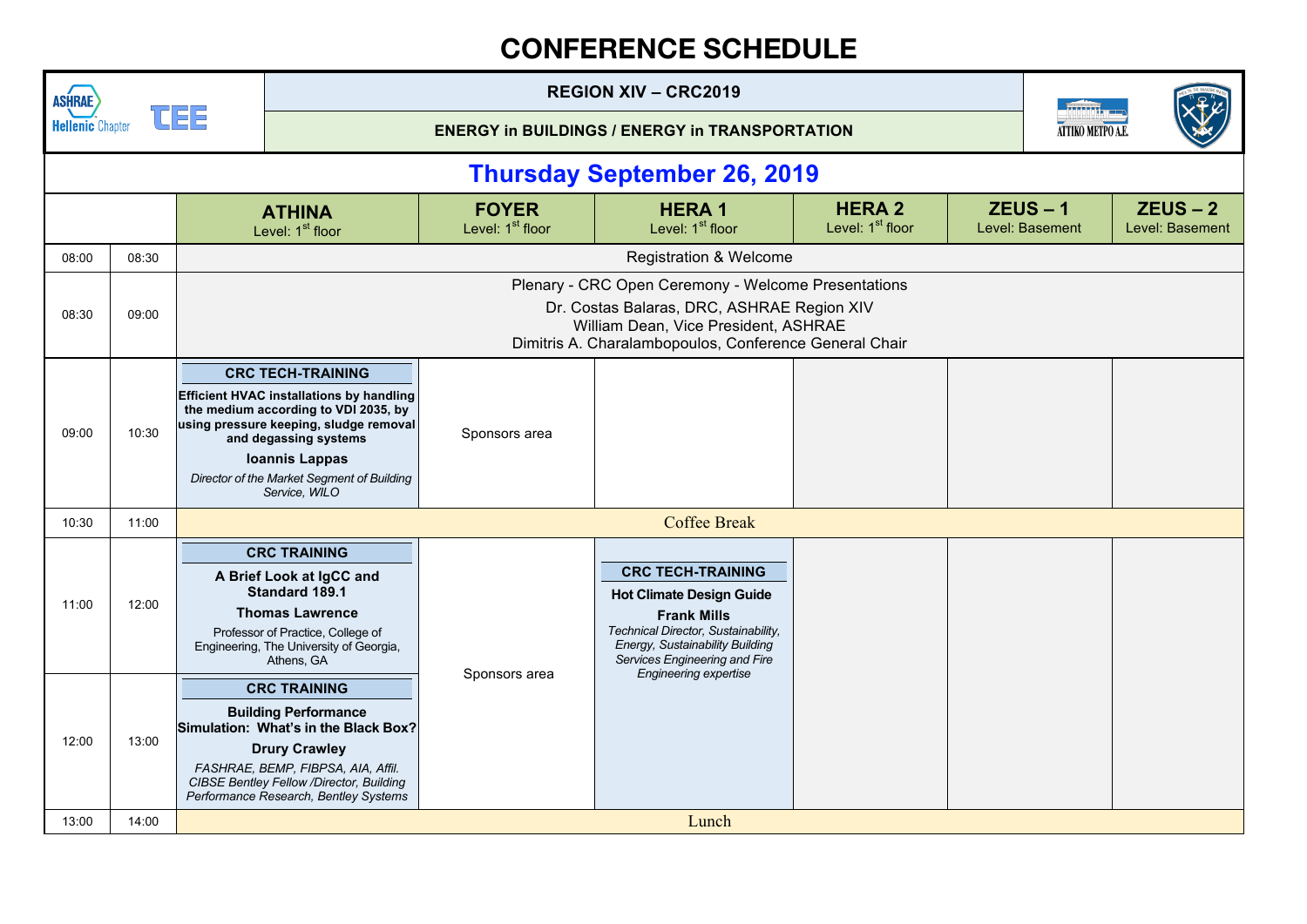# CONFERENCE SCHEDULE

**REGION XIV – CRC2019**

**ENERGY in BUILDINGS / ENERGY in TRANSPORTATION**

## Thursday September 26, 2019

| | | **ATHINA** Level: 1st floor | **FOYER** Level: 1st floor | **HERA 1** Level: 1st floor | **HERA 2** Level: 1st floor | **ZEUS – 1** Level: Basement | **ZEUS – 2** Level: Basement |
|---|---|---|---|---|---|---|---|
| 08:00 | 08:30 | Registration & Welcome | | | | | |
| 08:30 | 09:00 | Plenary - CRC Open Ceremony - Welcome Presentations<br>Dr. Costas Balaras, DRC, ASHRAE Region XIV<br>William Dean, Vice President, ASHRAE<br>Dimitris A. Charalambopoulos, Conference General Chair | | | | | |
| 09:00 | 10:30 | **CRC TECH-TRAINING**<br>**Efficient HVAC installations by handling the medium according to VDI 2035, by using pressure keeping, sludge removal and degassing systems**<br>**Ioannis Lappas**<br>*Director of the Market Segment of Building Service, WILO* | Sponsors area | | | | |
| 10:30 | 11:00 | Coffee Break | | | | | |
| 11:00 | 12:00 | **CRC TRAINING**<br>**A Brief Look at IgCC and Standard 189.1**<br>**Thomas Lawrence**<br>Professor of Practice, College of Engineering, The University of Georgia, Athens, GA | Sponsors area | **CRC TECH-TRAINING**<br>**Hot Climate Design Guide**<br>**Frank Mills**<br>*Technical Director, Sustainability, Energy, Sustainability Building Services Engineering and Fire Engineering expertise* | | | |
| 12:00 | 13:00 | **CRC TRAINING**<br>**Building Performance Simulation: What's in the Black Box?**<br>**Drury Crawley**<br>*FASHRAE, BEMP, FIBPSA, AIA, Affil. CIBSE Bentley Fellow /Director, Building Performance Research, Bentley Systems* | | | | | |
| 13:00 | 14:00 | Lunch | | | | | |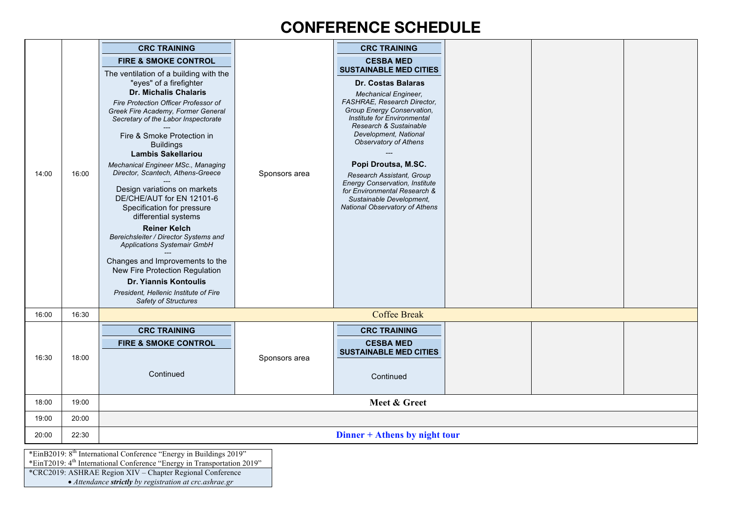# CONFERENCE SCHEDULE

| | | | | | | | |
|---|---|---|---|---|---|---|---|
| 14:00 | 16:00 | **CRC TRAINING**<br>**FIRE & SMOKE CONTROL**<br>The ventilation of a building with the "eyes" of a firefighter<br>**Dr. Michalis Chalaris**<br>*Fire Protection Officer Professor of Greek Fire Academy, Former General Secretary of the Labor Inspectorate*<br>---<br>Fire & Smoke Protection in Buildings<br>**Lambis Sakellariou**<br>*Mechanical Engineer MSc., Managing Director, Scantech, Athens-Greece*<br>---<br>Design variations on markets DE/CHE/AUT for EN 12101-6 Specification for pressure differential systems<br>**Reiner Kelch**<br>*Bereichsleiter / Director Systems and Applications Systemair GmbH*<br>---<br>Changes and Improvements to the New Fire Protection Regulation<br>**Dr. Yiannis Kontoulis**<br>*President, Hellenic Institute of Fire Safety of Structures* | Sponsors area | **CRC TRAINING**<br>**CESBA MED SUSTAINABLE MED CITIES**<br>**Dr. Costas Balaras**<br>*Mechanical Engineer, FASHRAE, Research Director, Group Energy Conservation, Institute for Environmental Research & Sustainable Development, National Observatory of Athens*<br>---<br>**Popi Droutsa, M.SC.**<br>*Research Assistant, Group Energy Conservation, Institute for Environmental Research & Sustainable Development, National Observatory of Athens* | | | |
| 16:00 | 16:30 | Coffee Break | | | | | |
| 16:30 | 18:00 | **CRC TRAINING**<br>**FIRE & SMOKE CONTROL**<br>Continued | Sponsors area | **CRC TRAINING**<br>**CESBA MED SUSTAINABLE MED CITIES**<br>Continued | | | |
| 18:00 | 19:00 | **Meet & Greet** | | | | | |
| 19:00 | 20:00 | | | | | | |
| 20:00 | 22:30 | **Dinner + Athens by night tour** | | | | | |

*EinB2019: 8th International Conference "Energy in Buildings 2019"
*EinT2019: 4th International Conference "Energy in Transportation 2019"
*CRC2019: ASHRAE Region XIV – Chapter Regional Conference
- *Attendance **strictly** by registration at crc.ashrae.gr*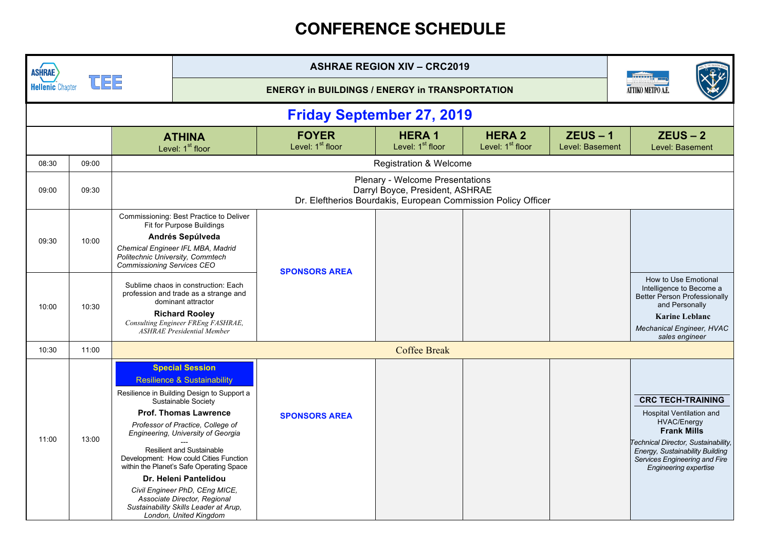# CONFERENCE SCHEDULE

**ASHRAE REGION XIV – CRC2019**

**ENERGY in BUILDINGS / ENERGY in TRANSPORTATION**

## Friday September 27, 2019

| | | ATHINA<br>Level: 1st floor | FOYER<br>Level: 1st floor | HERA 1<br>Level: 1st floor | HERA 2<br>Level: 1st floor | ZEUS – 1<br>Level: Basement | ZEUS – 2<br>Level: Basement |
|---|---|---|---|---|---|---|---|
| 08:30 | 09:00 | Registration & Welcome | | | | | |
| 09:00 | 09:30 | Plenary - Welcome Presentations<br>Darryl Boyce, President, ASHRAE<br>Dr. Eleftherios Bourdakis, European Commission Policy Officer | | | | | |
| 09:30 | 10:00 | Commissioning: Best Practice to Deliver Fit for Purpose Buildings<br>**Andrés Sepúlveda**<br>*Chemical Engineer IFL MBA, Madrid Politechnic University, Commtech Commissioning Services CEO* | **SPONSORS AREA** | | | | |
| 10:00 | 10:30 | Sublime chaos in construction: Each profession and trade as a strange and dominant attractor<br>**Richard Rooley**<br>*Consulting Engineer FREng FASHRAE, ASHRAE Presidential Member* | | | | | How to Use Emotional Intelligence to Become a Better Person Professionally and Personally<br>**Karine Leblanc**<br>*Mechanical Engineer, HVAC sales engineer* |
| 10:30 | 11:00 | Coffee Break | | | | | |
| 11:00 | 13:00 | **Special Session**<br>Resilience & Sustainability<br>Resilience in Building Design to Support a Sustainable Society<br>**Prof. Thomas Lawrence**<br>*Professor of Practice, College of Engineering, University of Georgia*<br>---<br>Resilient and Sustainable Development: How could Cities Function within the Planet's Safe Operating Space<br>**Dr. Heleni Pantelidou**<br>*Civil Engineer PhD, CEng MICE, Associate Director, Regional Sustainability Skills Leader at Arup, London, United Kingdom* | **SPONSORS AREA** | | | | **CRC TECH-TRAINING**<br>Hospital Ventilation and HVAC/Energy<br>**Frank Mills**<br>*Technical Director, Sustainability, Energy, Sustainability Building Services Engineering and Fire Engineering expertise* |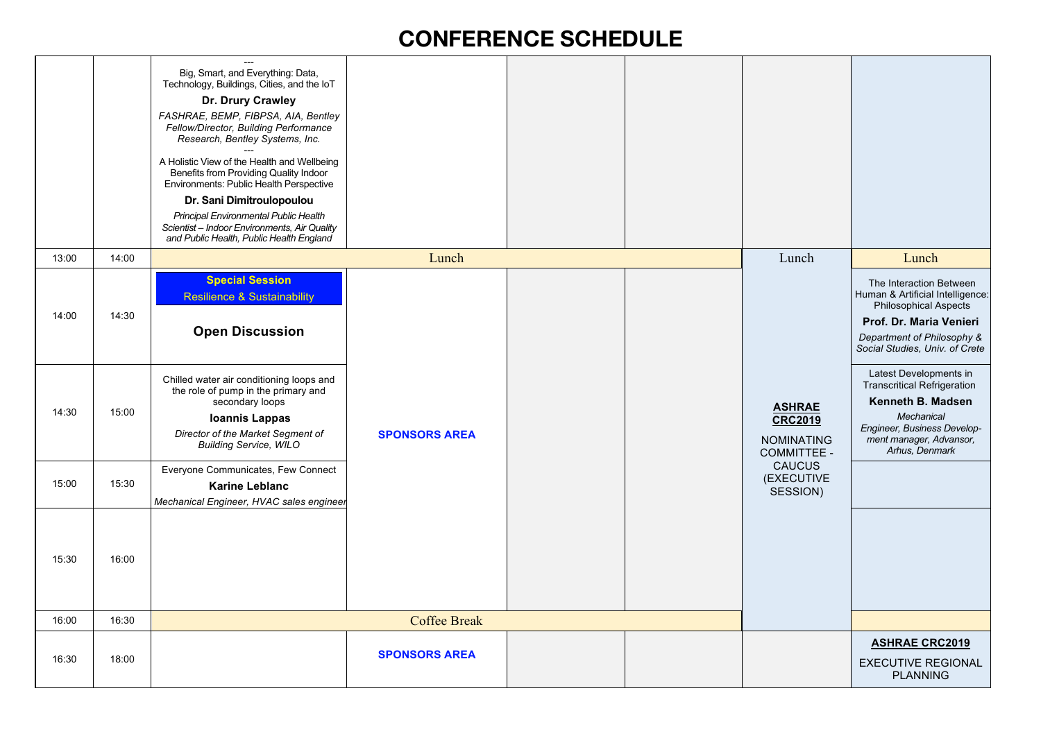# CONFERENCE SCHEDULE

| | | | | | | | |
|---|---|---|---|---|---|---|---|
| | | --- Big, Smart, and Everything: Data, Technology, Buildings, Cities, and the IoT **Dr. Drury Crawley** *FASHRAE, BEMP, FIBPSA, AIA, Bentley Fellow/Director, Building Performance Research, Bentley Systems, Inc.* --- A Holistic View of the Health and Wellbeing Benefits from Providing Quality Indoor Environments: Public Health Perspective **Dr. Sani Dimitroulopoulou** *Principal Environmental Public Health Scientist – Indoor Environments, Air Quality and Public Health, Public Health England* | | | | | |
| 13:00 | 14:00 | Lunch | | | | Lunch | Lunch |
| 14:00 | 14:30 | **Special Session** Resilience & Sustainability **Open Discussion** | **SPONSORS AREA** | | | **ASHRAE CRC2019** NOMINATING COMMITTEE - CAUCUS (EXECUTIVE SESSION) | The Interaction Between Human & Artificial Intelligence: Philosophical Aspects **Prof. Dr. Maria Venieri** *Department of Philosophy & Social Studies, Univ. of Crete* |
| 14:30 | 15:00 | Chilled water air conditioning loops and the role of pump in the primary and secondary loops **Ioannis Lappas** *Director of the Market Segment of Building Service, WILO* | | | | | Latest Developments in Transcritical Refrigeration **Kenneth B. Madsen** *Mechanical Engineer, Business Development manager, Advansor, Arhus, Denmark* |
| 15:00 | 15:30 | Everyone Communicates, Few Connect **Karine Leblanc** *Mechanical Engineer, HVAC sales engineer* | | | | | |
| 15:30 | 16:00 | | | | | | |
| 16:00 | 16:30 | Coffee Break | | | | | |
| 16:30 | 18:00 | | **SPONSORS AREA** | | | | **ASHRAE CRC2019** EXECUTIVE REGIONAL PLANNING |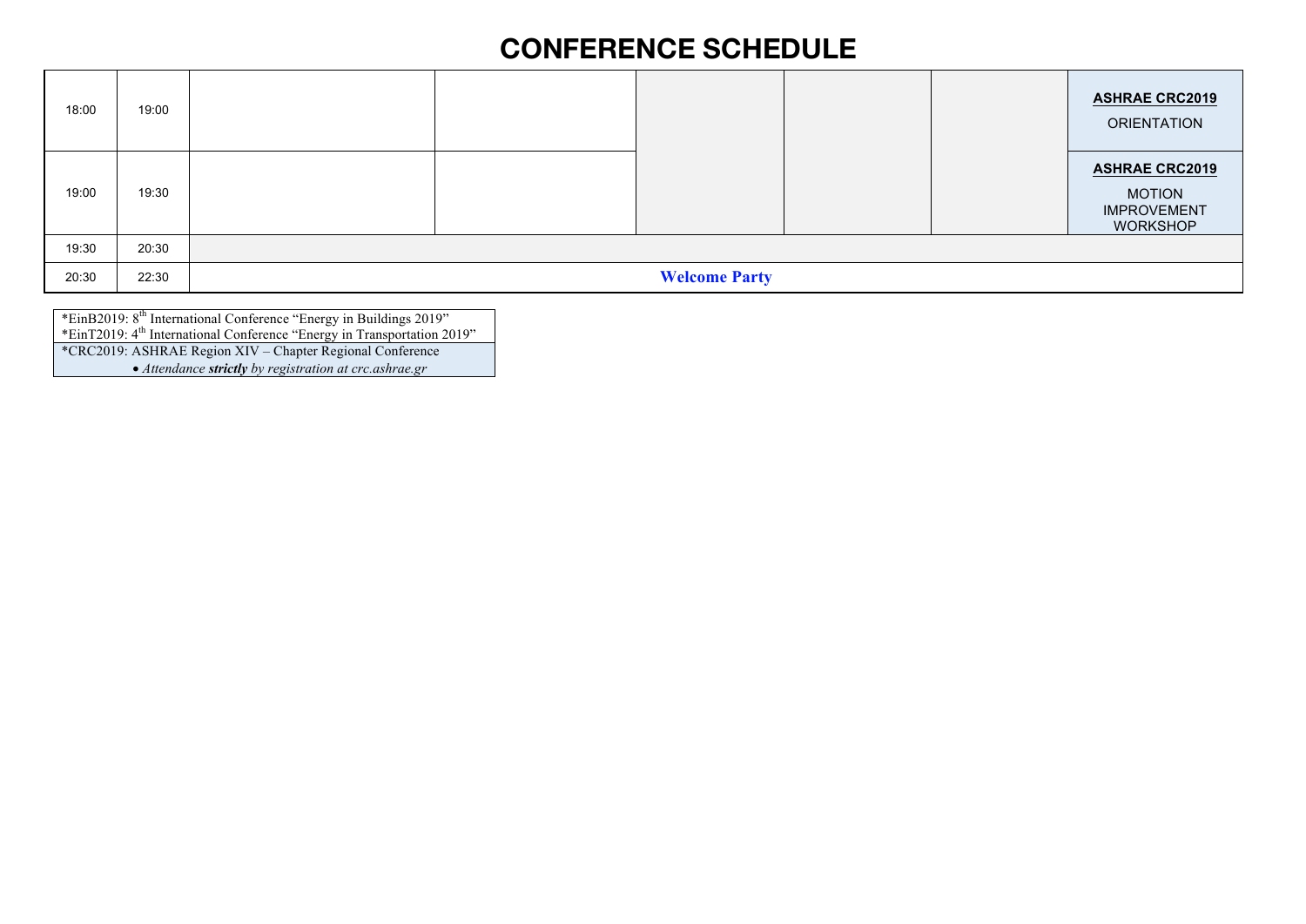# CONFERENCE SCHEDULE

| | | | | | | | |
|---|---|---|---|---|---|---|---|
| 18:00 | 19:00 | | | | | | **ASHRAE CRC2019** ORIENTATION |
| 19:00 | 19:30 | | | | | | **ASHRAE CRC2019** MOTION IMPROVEMENT WORKSHOP |
| 19:30 | 20:30 | | | | | | |
| 20:30 | 22:30 | **Welcome Party** | | | | | |

| |
|---|
| *EinB2019: 8th International Conference "Energy in Buildings 2019"<br>*EinT2019: 4th International Conference "Energy in Transportation 2019" |
| *CRC2019: ASHRAE Region XIV – Chapter Regional Conference<br>• *Attendance **strictly** by registration at crc.ashrae.gr* |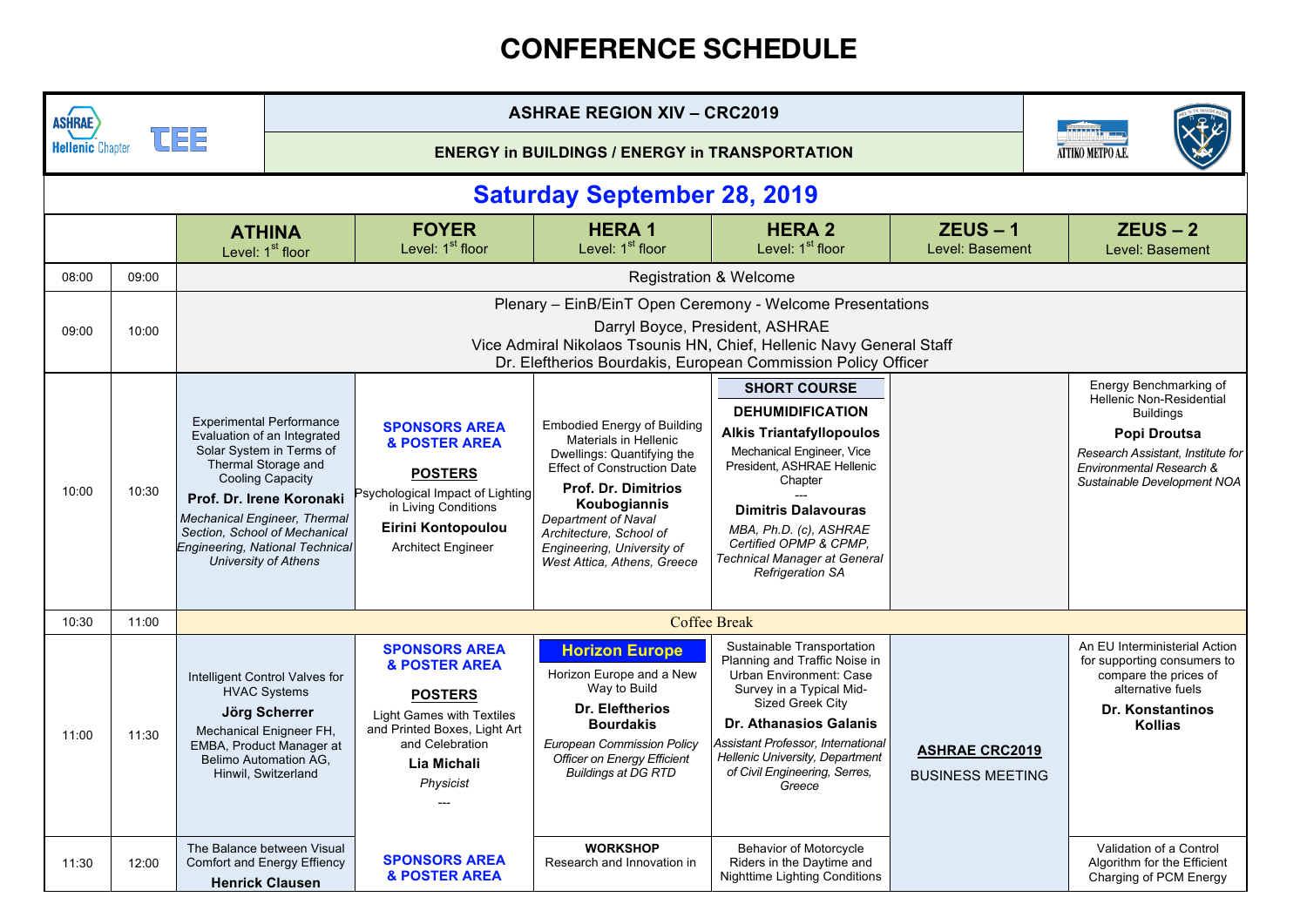# CONFERENCE SCHEDULE

**ASHRAE REGION XIV – CRC2019**

**ENERGY in BUILDINGS / ENERGY in TRANSPORTATION**

## Saturday September 28, 2019

| | | ATHINA<br>Level: 1st floor | FOYER<br>Level: 1st floor | HERA 1<br>Level: 1st floor | HERA 2<br>Level: 1st floor | ZEUS – 1<br>Level: Basement | ZEUS – 2<br>Level: Basement |
|---|---|---|---|---|---|---|---|
| 08:00 | 09:00 | Registration & Welcome | | | | | |
| 09:00 | 10:00 | Plenary – EinB/EinT Open Ceremony - Welcome Presentations<br>Darryl Boyce, President, ASHRAE<br>Vice Admiral Nikolaos Tsounis HN, Chief, Hellenic Navy General Staff<br>Dr. Eleftherios Bourdakis, European Commission Policy Officer | | | | | |
| 10:00 | 10:30 | Experimental Performance Evaluation of an Integrated Solar System in Terms of Thermal Storage and Cooling Capacity<br>**Prof. Dr. Irene Koronaki**<br>*Mechanical Engineer, Thermal Section, School of Mechanical Engineering, National Technical University of Athens* | **SPONSORS AREA & POSTER AREA**<br>**POSTERS**<br>Psychological Impact of Lighting in Living Conditions<br>**Eirini Kontopoulou**<br>Architect Engineer | Embodied Energy of Building Materials in Hellenic Dwellings: Quantifying the Effect of Construction Date<br>**Prof. Dr. Dimitrios Koubogiannis**<br>*Department of Naval Architecture, School of Engineering, University of West Attica, Athens, Greece* | **SHORT COURSE**<br>**DEHUMIDIFICATION**<br>**Alkis Triantafyllopoulos**<br>Mechanical Engineer, Vice President, ASHRAE Hellenic Chapter<br>---<br>**Dimitris Dalavouras**<br>*MBA, Ph.D. (c), ASHRAE Certified OPMP & CPMP, Technical Manager at General Refrigeration SA* | | Energy Benchmarking of Hellenic Non-Residential Buildings<br>**Popi Droutsa**<br>*Research Assistant, Institute for Environmental Research & Sustainable Development NOA* |
| 10:30 | 11:00 | Coffee Break | | | | | |
| 11:00 | 11:30 | Intelligent Control Valves for HVAC Systems<br>**Jörg Scherrer**<br>Mechanical Enigneer FH, EMBA, Product Manager at Belimo Automation AG, Hinwil, Switzerland | **SPONSORS AREA & POSTER AREA**<br>**POSTERS**<br>Light Games with Textiles and Printed Boxes, Light Art and Celebration<br>**Lia Michali**<br>*Physicist*<br>--- | **Horizon Europe**<br>Horizon Europe and a New Way to Build<br>**Dr. Eleftherios Bourdakis**<br>*European Commission Policy Officer on Energy Efficient Buildings at DG RTD* | Sustainable Transportation Planning and Traffic Noise in Urban Environment: Case Survey in a Typical Mid-Sized Greek City<br>**Dr. Athanasios Galanis**<br>*Assistant Professor, International Hellenic University, Department of Civil Engineering, Serres, Greece* | **ASHRAE CRC2019**<br>BUSINESS MEETING | An EU Interministerial Action for supporting consumers to compare the prices of alternative fuels<br>**Dr. Konstantinos Kollias** |
| 11:30 | 12:00 | The Balance between Visual Comfort and Energy Effiency<br>**Henrick Clausen** | **SPONSORS AREA & POSTER AREA** | **WORKSHOP**<br>Research and Innovation in | Behavior of Motorcycle Riders in the Daytime and Nighttime Lighting Conditions | | Validation of a Control Algorithm for the Efficient Charging of PCM Energy |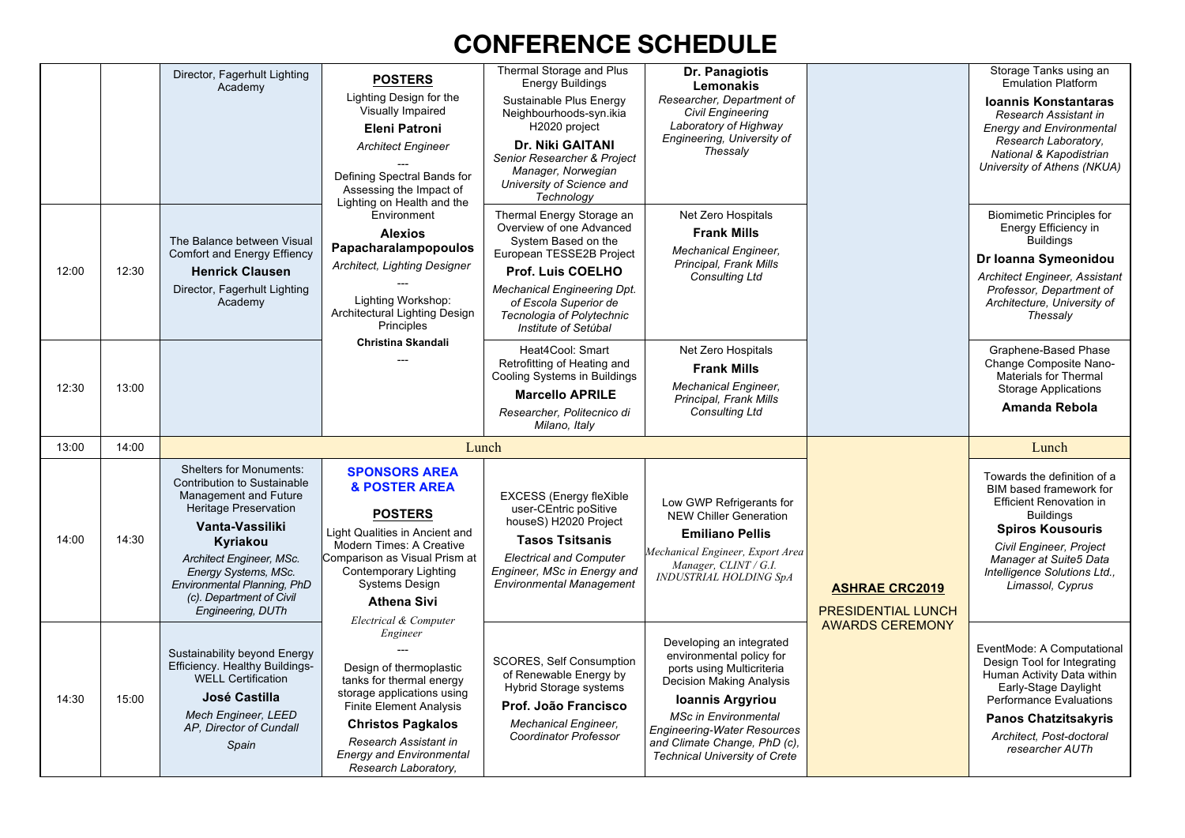# CONFERENCE SCHEDULE

| | | | | | | | |
|---|---|---|---|---|---|---|---|
| | | Director, Fagerhult Lighting Academy | **POSTERS** Lighting Design for the Visually Impaired **Eleni Patroni** *Architect Engineer* --- Defining Spectral Bands for Assessing the Impact of Lighting on Health and the Environment **Alexios Papacharalampopoulos** *Architect, Lighting Designer* --- Lighting Workshop: Architectural Lighting Design Principles **Christina Skandali** --- | Thermal Storage and Plus Energy Buildings Sustainable Plus Energy Neighbourhoods-syn.ikia H2020 project **Dr. Niki GAITANI** *Senior Researcher & Project Manager, Norwegian University of Science and Technology* | **Dr. Panagiotis Lemonakis** *Researcher, Department of Civil Engineering Laboratory of Highway Engineering, University of Thessaly* | | Storage Tanks using an Emulation Platform **Ioannis Konstantaras** *Research Assistant in Energy and Environmental Research Laboratory, National & Kapodistrian University of Athens (NKUA)* |
| 12:00 | 12:30 | The Balance between Visual Comfort and Energy Effiency **Henrick Clausen** Director, Fagerhult Lighting Academy | | Thermal Energy Storage an Overview of one Advanced System Based on the European TESSE2B Project **Prof. Luis COELHO** *Mechanical Engineering Dpt. of Escola Superior de Tecnologia of Polytechnic Institute of Setúbal* | Net Zero Hospitals **Frank Mills** *Mechanical Engineer, Principal, Frank Mills Consulting Ltd* | | Biomimetic Principles for Energy Efficiency in Buildings **Dr Ioanna Symeonidou** *Architect Engineer, Assistant Professor, Department of Architecture, University of Thessaly* |
| 12:30 | 13:00 | | | Heat4Cool: Smart Retrofitting of Heating and Cooling Systems in Buildings **Marcello APRILE** *Researcher, Politecnico di Milano, Italy* | Net Zero Hospitals **Frank Mills** *Mechanical Engineer, Principal, Frank Mills Consulting Ltd* | | Graphene-Based Phase Change Composite Nano-Materials for Thermal Storage Applications **Amanda Rebola** |
| 13:00 | 14:00 | Lunch | | | | **ASHRAE CRC2019** PRESIDENTIAL LUNCH AWARDS CEREMONY | Lunch |
| 14:00 | 14:30 | Shelters for Monuments: Contribution to Sustainable Management and Future Heritage Preservation **Vanta-Vassiliki Kyriakou** *Architect Engineer, MSc. Energy Systems, MSc. Environmental Planning, PhD (c). Department of Civil Engineering, DUTh* | **SPONSORS AREA & POSTER AREA** **POSTERS** Light Qualities in Ancient and Modern Times: A Creative Comparison as Visual Prism at Contemporary Lighting Systems Design **Athena Sivi** *Electrical & Computer Engineer* --- Design of thermoplastic tanks for thermal energy storage applications using Finite Element Analysis **Christos Pagkalos** *Research Assistant in Energy and Environmental Research Laboratory,* | EXCESS (Energy fleXible user-CEntric poSitive houseS) H2020 Project **Tasos Tsitsanis** *Electrical and Computer Engineer, MSc in Energy and Environmental Management* | Low GWP Refrigerants for NEW Chiller Generation **Emiliano Pellis** *Mechanical Engineer, Export Area Manager, CLINT / G.I. INDUSTRIAL HOLDING SpA* | | Towards the definition of a BIM based framework for Efficient Renovation in Buildings **Spiros Kousouris** *Civil Engineer, Project Manager at Suite5 Data Intelligence Solutions Ltd., Limassol, Cyprus* |
| 14:30 | 15:00 | Sustainability beyond Energy Efficiency. Healthy Buildings- WELL Certification **José Castilla** *Mech Engineer, LEED AP, Director of Cundall Spain* | | SCORES, Self Consumption of Renewable Energy by Hybrid Storage systems **Prof. João Francisco** *Mechanical Engineer, Coordinator Professor* | Developing an integrated environmental policy for ports using Multicriteria Decision Making Analysis **Ioannis Argyriou** *MSc in Environmental Engineering-Water Resources and Climate Change, PhD (c), Technical University of Crete* | | EventMode: A Computational Design Tool for Integrating Human Activity Data within Early-Stage Daylight Performance Evaluations **Panos Chatzitsakyris** *Architect, Post-doctoral researcher AUTh* |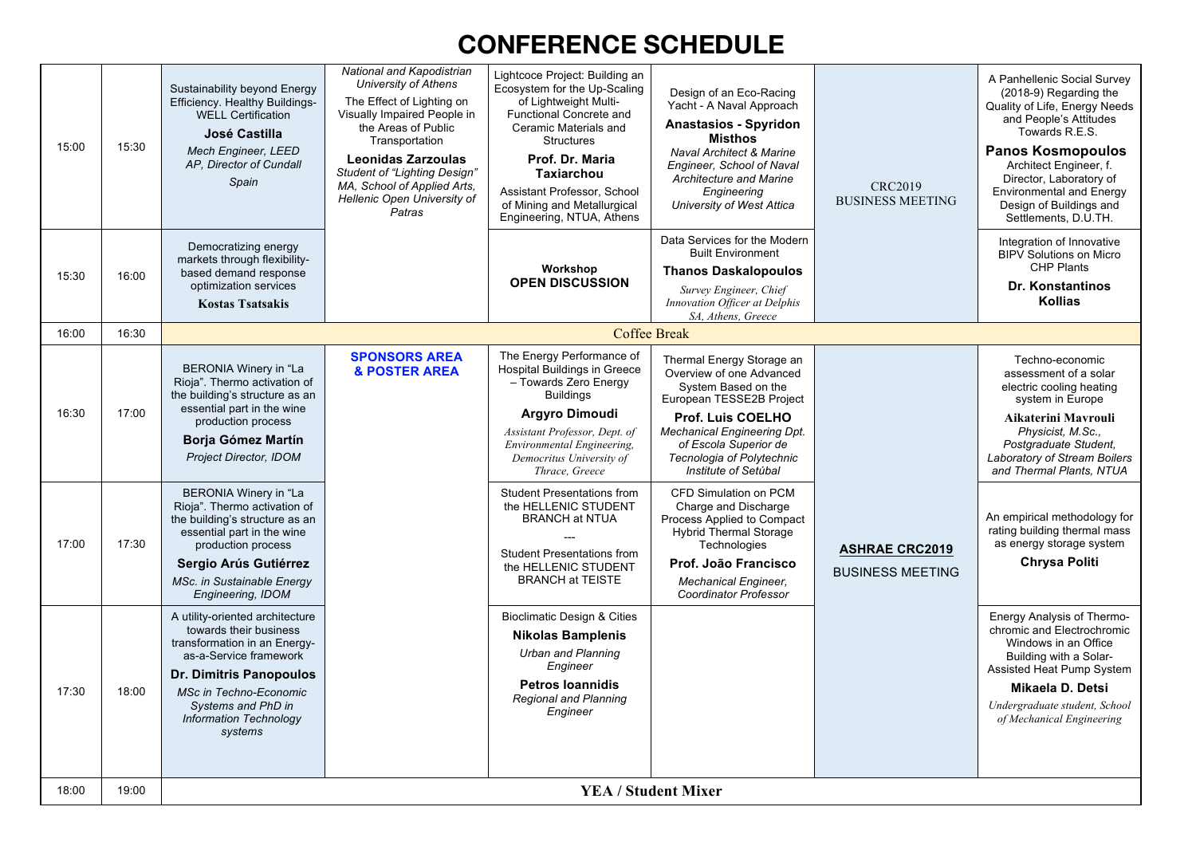# CONFERENCE SCHEDULE

| Start | End | | | | | | |
|---|---|---|---|---|---|---|---|
| 15:00 | 15:30 | Sustainability beyond Energy Efficiency. Healthy Buildings-WELL Certification **José Castilla** *Mech Engineer, LEED AP, Director of Cundall* *Spain* | *National and Kapodistrian University of Athens* The Effect of Lighting on Visually Impaired People in the Areas of Public Transportation **Leonidas Zarzoulas** *Student of "Lighting Design" MA, School of Applied Arts, Hellenic Open University of Patras* | Lightcoce Project: Building an Ecosystem for the Up-Scaling of Lightweight Multi-Functional Concrete and Ceramic Materials and Structures **Prof. Dr. Maria Taxiarchou** Assistant Professor, School of Mining and Metallurgical Engineering, NTUA, Athens | Design of an Eco-Racing Yacht - A Naval Approach **Anastasios - Spyridon Misthos** *Naval Architect & Marine Engineer, School of Naval Architecture and Marine Engineering University of West Attica* | CRC2019 BUSINESS MEETING | A Panhellenic Social Survey (2018-9) Regarding the Quality of Life, Energy Needs and People's Attitudes Towards R.E.S. **Panos Kosmopoulos** Architect Engineer, f. Director, Laboratory of Environmental and Energy Design of Buildings and Settlements, D.U.TH. |
| 15:30 | 16:00 | Democratizing energy markets through flexibility-based demand response optimization services **Kostas Tsatsakis** | | **Workshop** **OPEN DISCUSSION** | Data Services for the Modern Built Environment **Thanos Daskalopoulos** *Survey Engineer, Chief Innovation Officer at Delphis SA, Athens, Greece* | | Integration of Innovative BIPV Solutions on Micro CHP Plants **Dr. Konstantinos Kollias** |
| 16:00 | 16:30 | Coffee Break | | | | | |
| 16:30 | 17:00 | BERONIA Winery in "La Rioja". Thermo activation of the building's structure as an essential part in the wine production process **Borja Gómez Martín** *Project Director, IDOM* | **SPONSORS AREA & POSTER AREA** | The Energy Performance of Hospital Buildings in Greece – Towards Zero Energy Buildings **Argyro Dimoudi** *Assistant Professor, Dept. of Environmental Engineering, Democritus University of Thrace, Greece* | Thermal Energy Storage an Overview of one Advanced System Based on the European TESSE2B Project **Prof. Luis COELHO** *Mechanical Engineering Dpt. of Escola Superior de Tecnologia of Polytechnic Institute of Setúbal* | **ASHRAE CRC2019** BUSINESS MEETING | Techno-economic assessment of a solar electric cooling heating system in Europe **Aikaterini Mavrouli** *Physicist, M.Sc., Postgraduate Student, Laboratory of Stream Boilers and Thermal Plants, NTUA* |
| 17:00 | 17:30 | BERONIA Winery in "La Rioja". Thermo activation of the building's structure as an essential part in the wine production process **Sergio Arús Gutiérrez** *MSc. in Sustainable Energy Engineering, IDOM* | | Student Presentations from the HELLENIC STUDENT BRANCH at NTUA --- Student Presentations from the HELLENIC STUDENT BRANCH at TEISTE | CFD Simulation on PCM Charge and Discharge Process Applied to Compact Hybrid Thermal Storage Technologies **Prof. João Francisco** *Mechanical Engineer, Coordinator Professor* | | An empirical methodology for rating building thermal mass as energy storage system **Chrysa Politi** |
| 17:30 | 18:00 | A utility-oriented architecture towards their business transformation in an Energy-as-a-Service framework **Dr. Dimitris Panopoulos** *MSc in Techno-Economic Systems and PhD in Information Technology systems* | | Bioclimatic Design & Cities **Nikolas Bamplenis** *Urban and Planning Engineer* **Petros Ioannidis** *Regional and Planning Engineer* | | | Energy Analysis of Thermo-chromic and Electrochromic Windows in an Office Building with a Solar-Assisted Heat Pump System **Mikaela D. Detsi** *Undergraduate student, School of Mechanical Engineering* |
| 18:00 | 19:00 | **YEA / Student Mixer** | | | | | |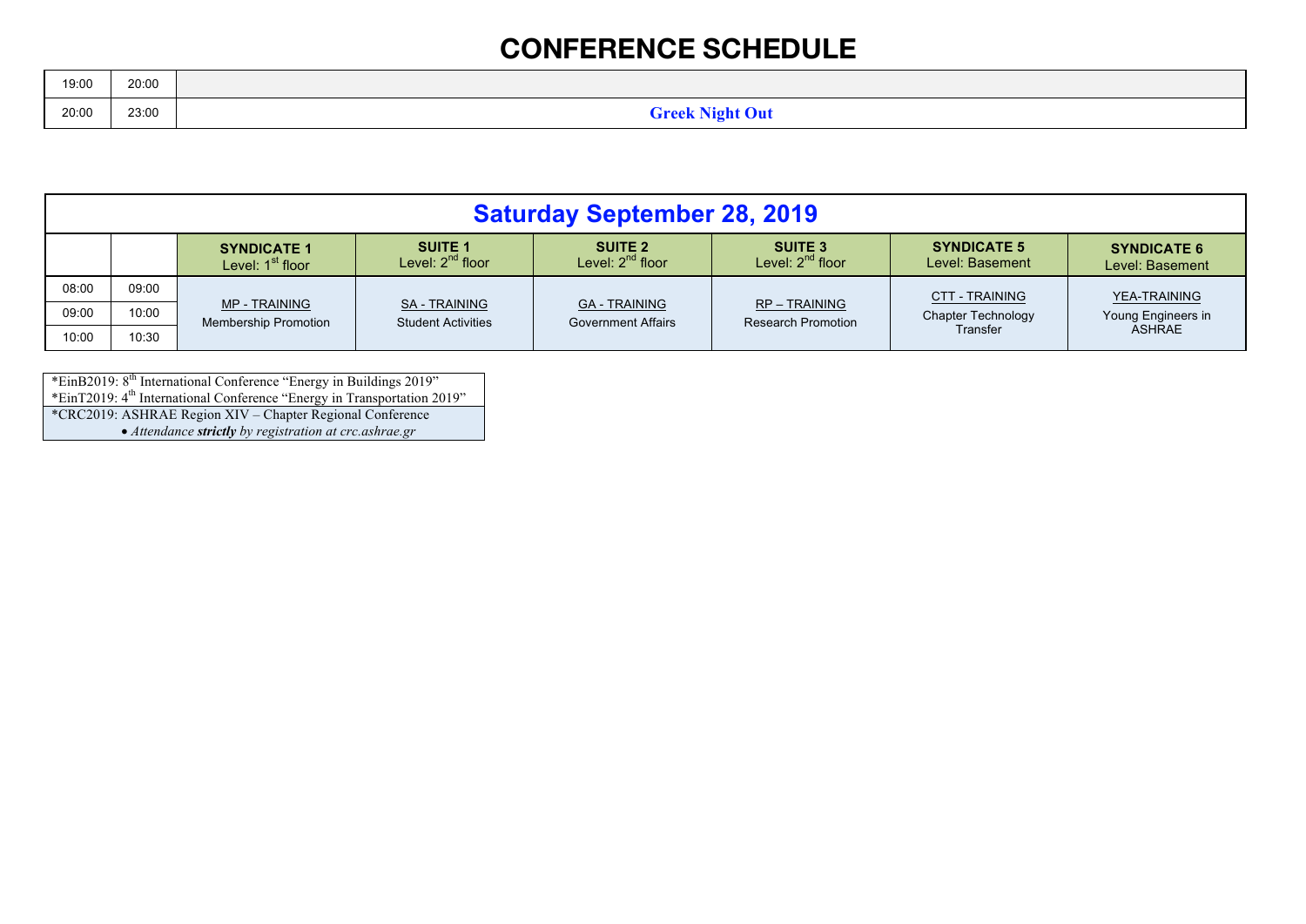# CONFERENCE SCHEDULE

| | | |
|---|---|---|
| 19:00 | 20:00 | |
| 20:00 | 23:00 | **Greek Night Out** |

## Saturday September 28, 2019

| | | **SYNDICATE 1** Level: 1st floor | **SUITE 1** Level: 2nd floor | **SUITE 2** Level: 2nd floor | **SUITE 3** Level: 2nd floor | **SYNDICATE 5** Level: Basement | **SYNDICATE 6** Level: Basement |
|---|---|---|---|---|---|---|---|
| 08:00 | 09:00 | MP - TRAINING Membership Promotion | SA - TRAINING Student Activities | GA - TRAINING Government Affairs | RP – TRAINING Research Promotion | CTT - TRAINING Chapter Technology Transfer | YEA-TRAINING Young Engineers in ASHRAE |
| 09:00 | 10:00 | | | | | | |
| 10:00 | 10:30 | | | | | | |

*EinB2019: 8th International Conference "Energy in Buildings 2019"
*EinT2019: 4th International Conference "Energy in Transportation 2019"
*CRC2019: ASHRAE Region XIV – Chapter Regional Conference
- *Attendance **strictly** by registration at crc.ashrae.gr*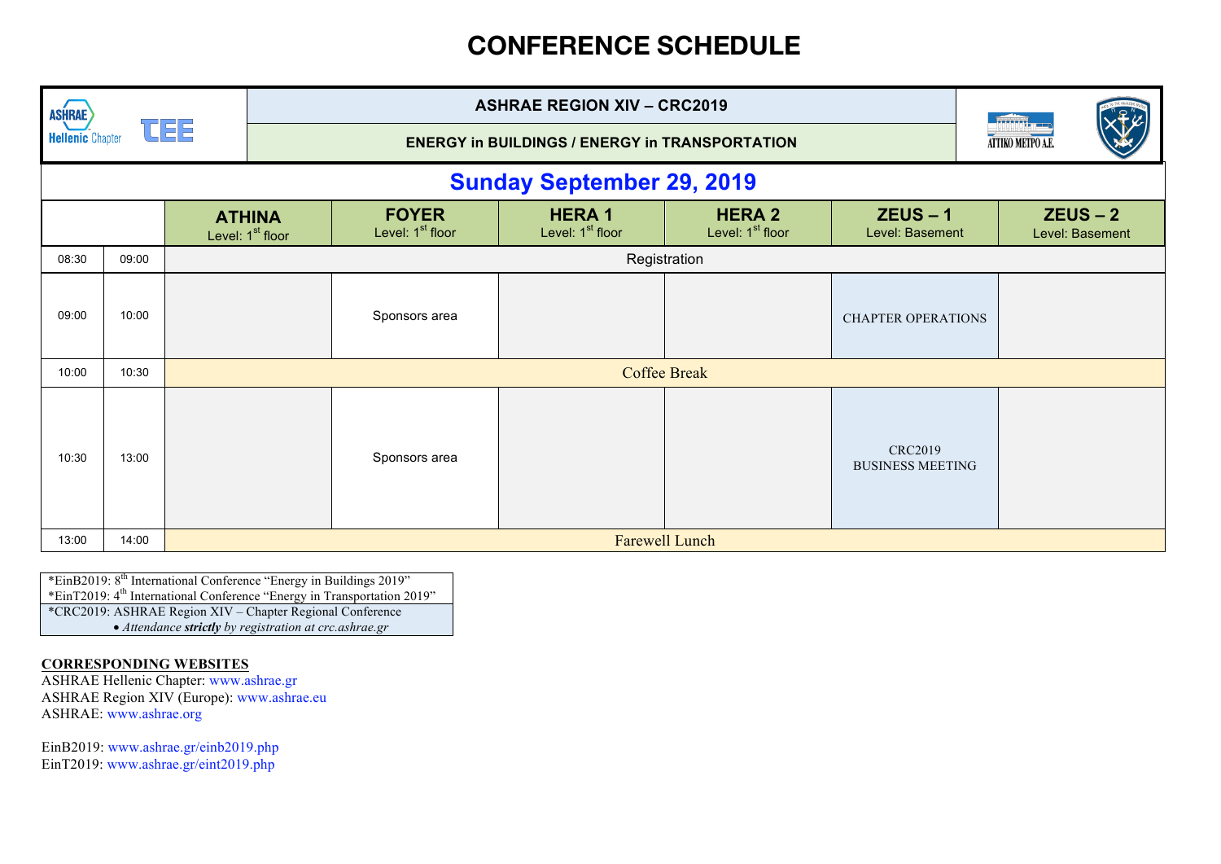# CONFERENCE SCHEDULE

**ASHRAE REGION XIV – CRC2019**

**ENERGY in BUILDINGS / ENERGY in TRANSPORTATION**

## Sunday September 29, 2019

| | | ATHINA Level: 1st floor | FOYER Level: 1st floor | HERA 1 Level: 1st floor | HERA 2 Level: 1st floor | ZEUS – 1 Level: Basement | ZEUS – 2 Level: Basement |
|---|---|---|---|---|---|---|---|
| 08:30 | 09:00 | Registration | | | | | |
| 09:00 | 10:00 | | Sponsors area | | | CHAPTER OPERATIONS | |
| 10:00 | 10:30 | Coffee Break | | | | | |
| 10:30 | 13:00 | | Sponsors area | | | CRC2019 BUSINESS MEETING | |
| 13:00 | 14:00 | Farewell Lunch | | | | | |

*EinB2019: 8th International Conference "Energy in Buildings 2019"
*EinT2019: 4th International Conference "Energy in Transportation 2019"
*CRC2019: ASHRAE Region XIV – Chapter Regional Conference
- *Attendance **strictly** by registration at crc.ashrae.gr*

**CORRESPONDING WEBSITES**

ASHRAE Hellenic Chapter: www.ashrae.gr
ASHRAE Region XIV (Europe): www.ashrae.eu
ASHRAE: www.ashrae.org

EinB2019: www.ashrae.gr/einb2019.php
EinT2019: www.ashrae.gr/eint2019.php